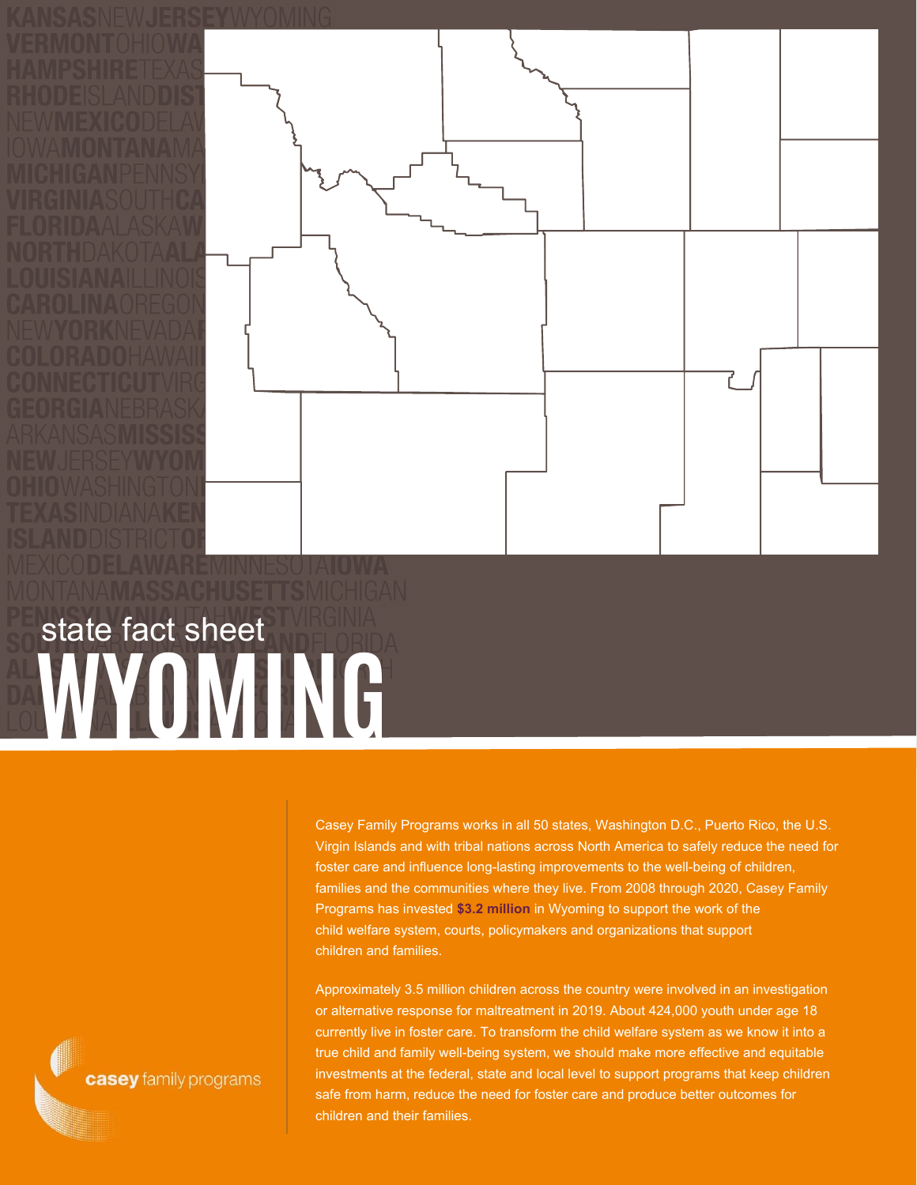state fact sheet

# WYOMING

Casey Family Programs works in all 50 states, Washington D.C., Puerto Rico, the U.S. Virgin Islands and with tribal nations across North America to safely reduce the need for foster care and influence long-lasting improvements to the well-being of children, families and the communities where they live. From 2008 through 2020, Casey Family Programs has invested **$3.2 million** in Wyoming to support the work of the child welfare system, courts, policymakers and organizations that support children and families.

Approximately 3.5 million children across the country were involved in an investigation or alternative response for maltreatment in 2019. About 424,000 youth under age 18 currently live in foster care. To transform the child welfare system as we know it into a true child and family well-being system, we should make more effective and equitable investments at the federal, state and local level to support programs that keep children safe from harm, reduce the need for foster care and produce better outcomes for children and their families.

casey family programs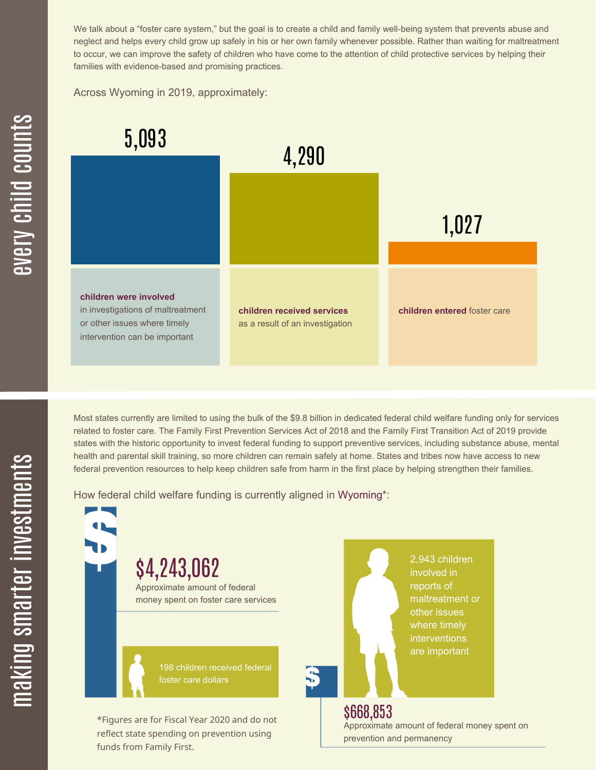## every child counts

We talk about a "foster care system," but the goal is to create a child and family well-being system that prevents abuse and neglect and helps every child grow up safely in his or her own family whenever possible. Rather than waiting for maltreatment to occur, we can improve the safety of children who have come to the attention of child protective services by helping their families with evidence-based and promising practices.

Across Wyoming in 2019, approximately:

**5,093**

**children were involved** in investigations of maltreatment or other issues where timely intervention can be important

**4,290**

**children received services** as a result of an investigation

**1,027**

**children entered** foster care

## making smarter investments

Most states currently are limited to using the bulk of the $9.8 billion in dedicated federal child welfare funding only for services related to foster care. The Family First Prevention Services Act of 2018 and the Family First Transition Act of 2019 provide states with the historic opportunity to invest federal funding to support preventive services, including substance abuse, mental health and parental skill training, so more children can remain safely at home. States and tribes now have access to new federal prevention resources to help keep children safe from harm in the first place by helping strengthen their families.

How federal child welfare funding is currently aligned in Wyoming*:

**$4,243,062**
Approximate amount of federal money spent on foster care services

198 children received federal foster care dollars

2,943 children involved in reports of maltreatment or other issues where timely interventions are important

**$668,853**
Approximate amount of federal money spent on prevention and permanency

*Figures are for Fiscal Year 2020 and do not reflect state spending on prevention using funds from Family First.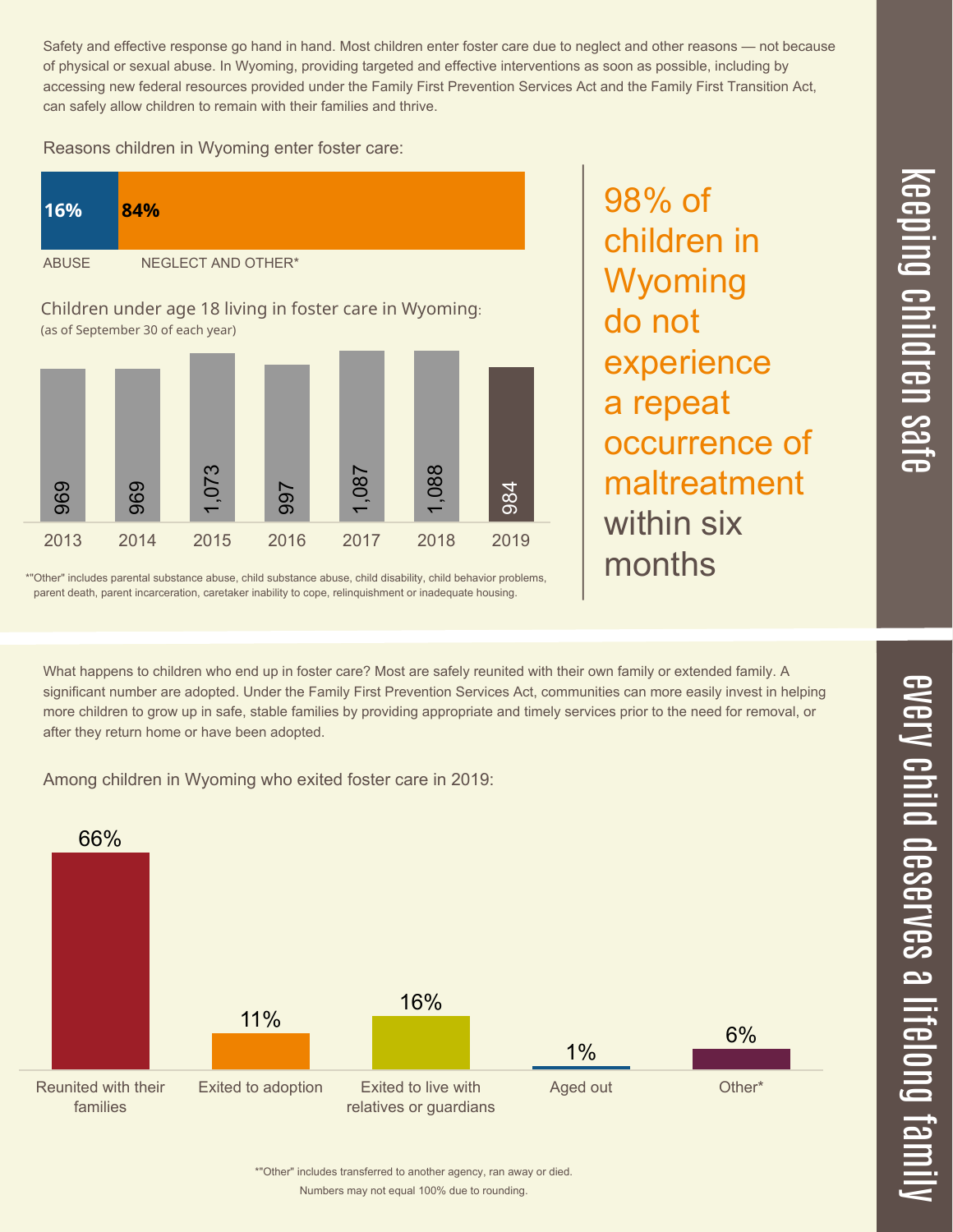## keeping children safe

Safety and effective response go hand in hand. Most children enter foster care due to neglect and other reasons — not because of physical or sexual abuse. In Wyoming, providing targeted and effective interventions as soon as possible, including by accessing new federal resources provided under the Family First Prevention Services Act and the Family First Transition Act, can safely allow children to remain with their families and thrive.

Reasons children in Wyoming enter foster care:

| ABUSE | NEGLECT AND OTHER* |
|---|---|
| 16% | 84% |

Children under age 18 living in foster care in Wyoming:
(as of September 30 of each year)

| 2013 | 2014 | 2015 | 2016 | 2017 | 2018 | 2019 |
|---|---|---|---|---|---|---|
| 969 | 969 | 1,073 | 997 | 1,087 | 1,088 | 984 |

*"Other" includes parental substance abuse, child substance abuse, child disability, child behavior problems, parent death, parent incarceration, caretaker inability to cope, relinquishment or inadequate housing.

98% of children in Wyoming do not experience a repeat occurrence of maltreatment within six months

## every child deserves a lifelong family

What happens to children who end up in foster care? Most are safely reunited with their own family or extended family. A significant number are adopted. Under the Family First Prevention Services Act, communities can more easily invest in helping more children to grow up in safe, stable families by providing appropriate and timely services prior to the need for removal, or after they return home or have been adopted.

Among children in Wyoming who exited foster care in 2019:

| Reunited with their families | Exited to adoption | Exited to live with relatives or guardians | Aged out | Other* |
|---|---|---|---|---|
| 66% | 11% | 16% | 1% | 6% |

*"Other" includes transferred to another agency, ran away or died.
Numbers may not equal 100% due to rounding.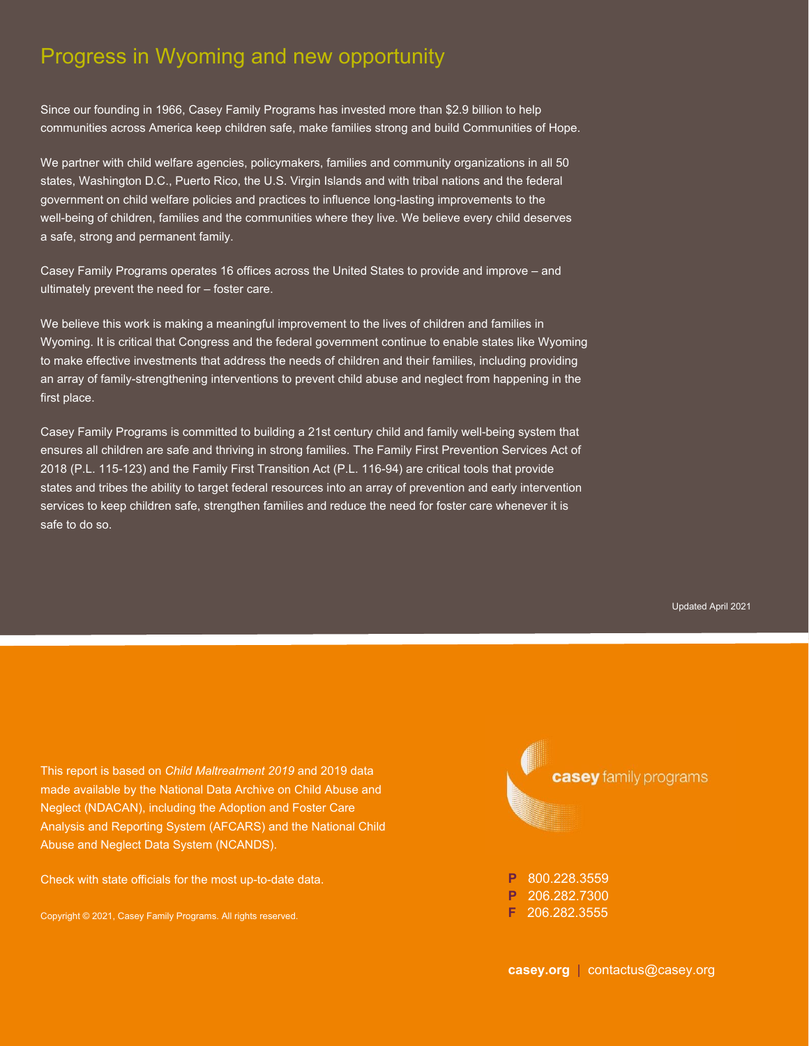## Progress in Wyoming and new opportunity

Since our founding in 1966, Casey Family Programs has invested more than $2.9 billion to help communities across America keep children safe, make families strong and build Communities of Hope.

We partner with child welfare agencies, policymakers, families and community organizations in all 50 states, Washington D.C., Puerto Rico, the U.S. Virgin Islands and with tribal nations and the federal government on child welfare policies and practices to influence long-lasting improvements to the well-being of children, families and the communities where they live. We believe every child deserves a safe, strong and permanent family.

Casey Family Programs operates 16 offices across the United States to provide and improve – and ultimately prevent the need for – foster care.

We believe this work is making a meaningful improvement to the lives of children and families in Wyoming. It is critical that Congress and the federal government continue to enable states like Wyoming to make effective investments that address the needs of children and their families, including providing an array of family-strengthening interventions to prevent child abuse and neglect from happening in the first place.

Casey Family Programs is committed to building a 21st century child and family well-being system that ensures all children are safe and thriving in strong families. The Family First Prevention Services Act of 2018 (P.L. 115-123) and the Family First Transition Act (P.L. 116-94) are critical tools that provide states and tribes the ability to target federal resources into an array of prevention and early intervention services to keep children safe, strengthen families and reduce the need for foster care whenever it is safe to do so.

Updated April 2021

This report is based on *Child Maltreatment 2019* and 2019 data made available by the National Data Archive on Child Abuse and Neglect (NDACAN), including the Adoption and Foster Care Analysis and Reporting System (AFCARS) and the National Child Abuse and Neglect Data System (NCANDS).

Check with state officials for the most up-to-date data.

Copyright © 2021, Casey Family Programs. All rights reserved.

**casey** family programs

**P** 800.228.3559
**P** 206.282.7300
**F** 206.282.3555

**casey.org** | contactus@casey.org